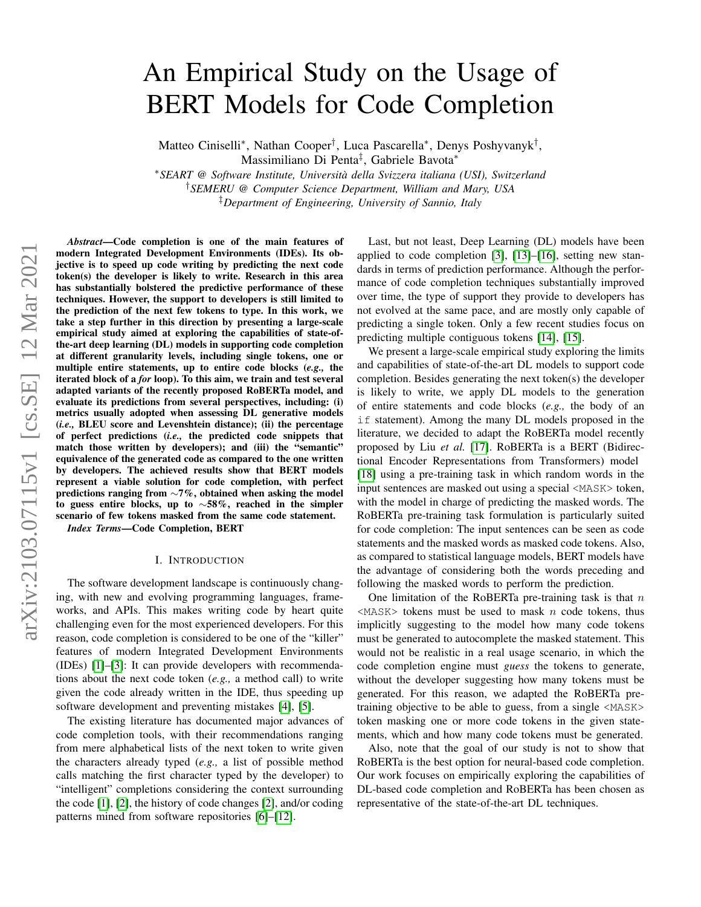# An Empirical Study on the Usage of BERT Models for Code Completion

Matteo Ciniselli[*], Nathan Cooper[†], Luca Pascarella[*], Denys Poshyvanyk[†], Massimiliano Di Penta[‡], Gabriele Bavota[*]

[*]*SEART @ Software Institute, Università della Svizzera italiana (USI), Switzerland*
[†]*SEMERU @ Computer Science Department, William and Mary, USA*
[‡]*Department of Engineering, University of Sannio, Italy*

***Abstract*—Code completion is one of the main features of modern Integrated Development Environments (IDEs). Its objective is to speed up code writing by predicting the next code token(s) the developer is likely to write. Research in this area has substantially bolstered the predictive performance of these techniques. However, the support to developers is still limited to the prediction of the next few tokens to type. In this work, we take a step further in this direction by presenting a large-scale empirical study aimed at exploring the capabilities of state-of-the-art deep learning (DL) models in supporting code completion at different granularity levels, including single tokens, one or multiple entire statements, up to entire code blocks (*e.g.,* the iterated block of a *for* loop). To this aim, we train and test several adapted variants of the recently proposed RoBERTa model, and evaluate its predictions from several perspectives, including: (i) metrics usually adopted when assessing DL generative models (*i.e.,* BLEU score and Levenshtein distance); (ii) the percentage of perfect predictions (*i.e.,* the predicted code snippets that match those written by developers); and (iii) the "semantic" equivalence of the generated code as compared to the one written by developers. The achieved results show that BERT models represent a viable solution for code completion, with perfect predictions ranging from ∼7%, obtained when asking the model to guess entire blocks, up to ∼58%, reached in the simpler scenario of few tokens masked from the same code statement.**

***Index Terms*—Code Completion, BERT**

## I. Introduction

The software development landscape is continuously changing, with new and evolving programming languages, frameworks, and APIs. This makes writing code by heart quite challenging even for the most experienced developers. For this reason, code completion is considered to be one of the "killer" features of modern Integrated Development Environments (IDEs) [1]–[3]: It can provide developers with recommendations about the next code token (*e.g.,* a method call) to write given the code already written in the IDE, thus speeding up software development and preventing mistakes [4], [5].

The existing literature has documented major advances of code completion tools, with their recommendations ranging from mere alphabetical lists of the next token to write given the characters already typed (*e.g.,* a list of possible method calls matching the first character typed by the developer) to "intelligent" completions considering the context surrounding the code [1], [2], the history of code changes [2], and/or coding patterns mined from software repositories [6]–[12].

Last, but not least, Deep Learning (DL) models have been applied to code completion [3], [13]–[16], setting new standards in terms of prediction performance. Although the performance of code completion techniques substantially improved over time, the type of support they provide to developers has not evolved at the same pace, and are mostly only capable of predicting a single token. Only a few recent studies focus on predicting multiple contiguous tokens [14], [15].

We present a large-scale empirical study exploring the limits and capabilities of state-of-the-art DL models to support code completion. Besides generating the next token(s) the developer is likely to write, we apply DL models to the generation of entire statements and code blocks (*e.g.,* the body of an `if` statement). Among the many DL models proposed in the literature, we decided to adapt the RoBERTa model recently proposed by Liu *et al.* [17]. RoBERTa is a BERT (Bidirectional Encoder Representations from Transformers) model [18] using a pre-training task in which random words in the input sentences are masked out using a special `<MASK>` token, with the model in charge of predicting the masked words. The RoBERTa pre-training task formulation is particularly suited for code completion: The input sentences can be seen as code statements and the masked words as masked code tokens. Also, as compared to statistical language models, BERT models have the advantage of considering both the words preceding and following the masked words to perform the prediction.

One limitation of the RoBERTa pre-training task is that $n$ `<MASK>` tokens must be used to mask $n$ code tokens, thus implicitly suggesting to the model how many code tokens must be generated to autocomplete the masked statement. This would not be realistic in a real usage scenario, in which the code completion engine must *guess* the tokens to generate, without the developer suggesting how many tokens must be generated. For this reason, we adapted the RoBERTa pre-training objective to be able to guess, from a single `<MASK>` token masking one or more code tokens in the given statements, which and how many code tokens must be generated.

Also, note that the goal of our study is not to show that RoBERTa is the best option for neural-based code completion. Our work focuses on empirically exploring the capabilities of DL-based code completion and RoBERTa has been chosen as representative of the state-of-the-art DL techniques.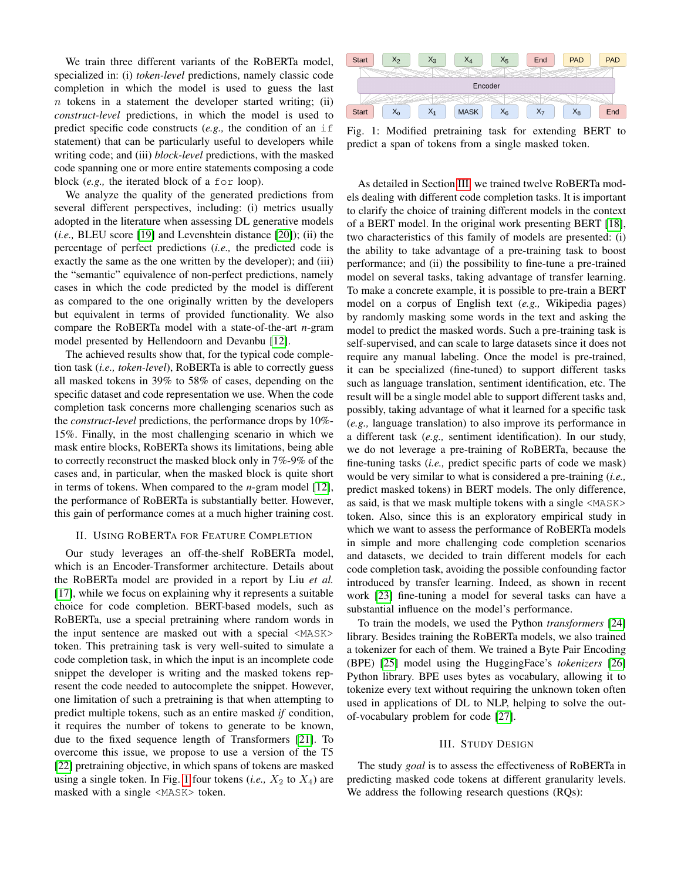We train three different variants of the RoBERTa model, specialized in: (i) *token-level* predictions, namely classic code completion in which the model is used to guess the last $n$ tokens in a statement the developer started writing; (ii) *construct-level* predictions, in which the model is used to predict specific code constructs (*e.g.,* the condition of an `if` statement) that can be particularly useful to developers while writing code; and (iii) *block-level* predictions, with the masked code spanning one or more entire statements composing a code block (*e.g.,* the iterated block of a `for` loop).

We analyze the quality of the generated predictions from several different perspectives, including: (i) metrics usually adopted in the literature when assessing DL generative models (*i.e.,* BLEU score [19] and Levenshtein distance [20]); (ii) the percentage of perfect predictions (*i.e.,* the predicted code is exactly the same as the one written by the developer); and (iii) the "semantic" equivalence of non-perfect predictions, namely cases in which the code predicted by the model is different as compared to the one originally written by the developers but equivalent in terms of provided functionality. We also compare the RoBERTa model with a state-of-the-art *n*-gram model presented by Hellendoorn and Devanbu [12].

The achieved results show that, for the typical code completion task (*i.e., token-level*), RoBERTa is able to correctly guess all masked tokens in 39% to 58% of cases, depending on the specific dataset and code representation we use. When the code completion task concerns more challenging scenarios such as the *construct-level* predictions, the performance drops by 10%-15%. Finally, in the most challenging scenario in which we mask entire blocks, RoBERTa shows its limitations, being able to correctly reconstruct the masked block only in 7%-9% of the cases and, in particular, when the masked block is quite short in terms of tokens. When compared to the *n*-gram model [12], the performance of RoBERTa is substantially better. However, this gain of performance comes at a much higher training cost.

## II. Using RoBERTa for Feature Completion

Our study leverages an off-the-shelf RoBERTa model, which is an Encoder-Transformer architecture. Details about the RoBERTa model are provided in a report by Liu *et al.* [17], while we focus on explaining why it represents a suitable choice for code completion. BERT-based models, such as RoBERTa, use a special pretraining where random words in the input sentence are masked out with a special `<MASK>` token. This pretraining task is very well-suited to simulate a code completion task, in which the input is an incomplete code snippet the developer is writing and the masked tokens represent the code needed to autocomplete the snippet. However, one limitation of such a pretraining is that when attempting to predict multiple tokens, such as an entire masked *if* condition, it requires the number of tokens to generate to be known, due to the fixed sequence length of Transformers [21]. To overcome this issue, we propose to use a version of the T5 [22] pretraining objective, in which spans of tokens are masked using a single token. In Fig. 1 four tokens (*i.e.,* $X_2$ to $X_4$) are masked with a single `<MASK>` token.

Fig. 1: Modified pretraining task for extending BERT to predict a span of tokens from a single masked token.

As detailed in Section III, we trained twelve RoBERTa models dealing with different code completion tasks. It is important to clarify the choice of training different models in the context of a BERT model. In the original work presenting BERT [18], two characteristics of this family of models are presented: (i) the ability to take advantage of a pre-training task to boost performance; and (ii) the possibility to fine-tune a pre-trained model on several tasks, taking advantage of transfer learning. To make a concrete example, it is possible to pre-train a BERT model on a corpus of English text (*e.g.,* Wikipedia pages) by randomly masking some words in the text and asking the model to predict the masked words. Such a pre-training task is self-supervised, and can scale to large datasets since it does not require any manual labeling. Once the model is pre-trained, it can be specialized (fine-tuned) to support different tasks such as language translation, sentiment identification, etc. The result will be a single model able to support different tasks and, possibly, taking advantage of what it learned for a specific task (*e.g.,* language translation) to also improve its performance in a different task (*e.g.,* sentiment identification). In our study, we do not leverage a pre-training of RoBERTa, because the fine-tuning tasks (*i.e.,* predict specific parts of code we mask) would be very similar to what is considered a pre-training (*i.e.,* predict masked tokens) in BERT models. The only difference, as said, is that we mask multiple tokens with a single `<MASK>` token. Also, since this is an exploratory empirical study in which we want to assess the performance of RoBERTa models in simple and more challenging code completion scenarios and datasets, we decided to train different models for each code completion task, avoiding the possible confounding factor introduced by transfer learning. Indeed, as shown in recent work [23] fine-tuning a model for several tasks can have a substantial influence on the model's performance.

To train the models, we used the Python *transformers* [24] library. Besides training the RoBERTa models, we also trained a tokenizer for each of them. We trained a Byte Pair Encoding (BPE) [25] model using the HuggingFace's *tokenizers* [26] Python library. BPE uses bytes as vocabulary, allowing it to tokenize every text without requiring the unknown token often used in applications of DL to NLP, helping to solve the out-of-vocabulary problem for code [27].

## III. Study Design

The study *goal* is to assess the effectiveness of RoBERTa in predicting masked code tokens at different granularity levels. We address the following research questions (RQs):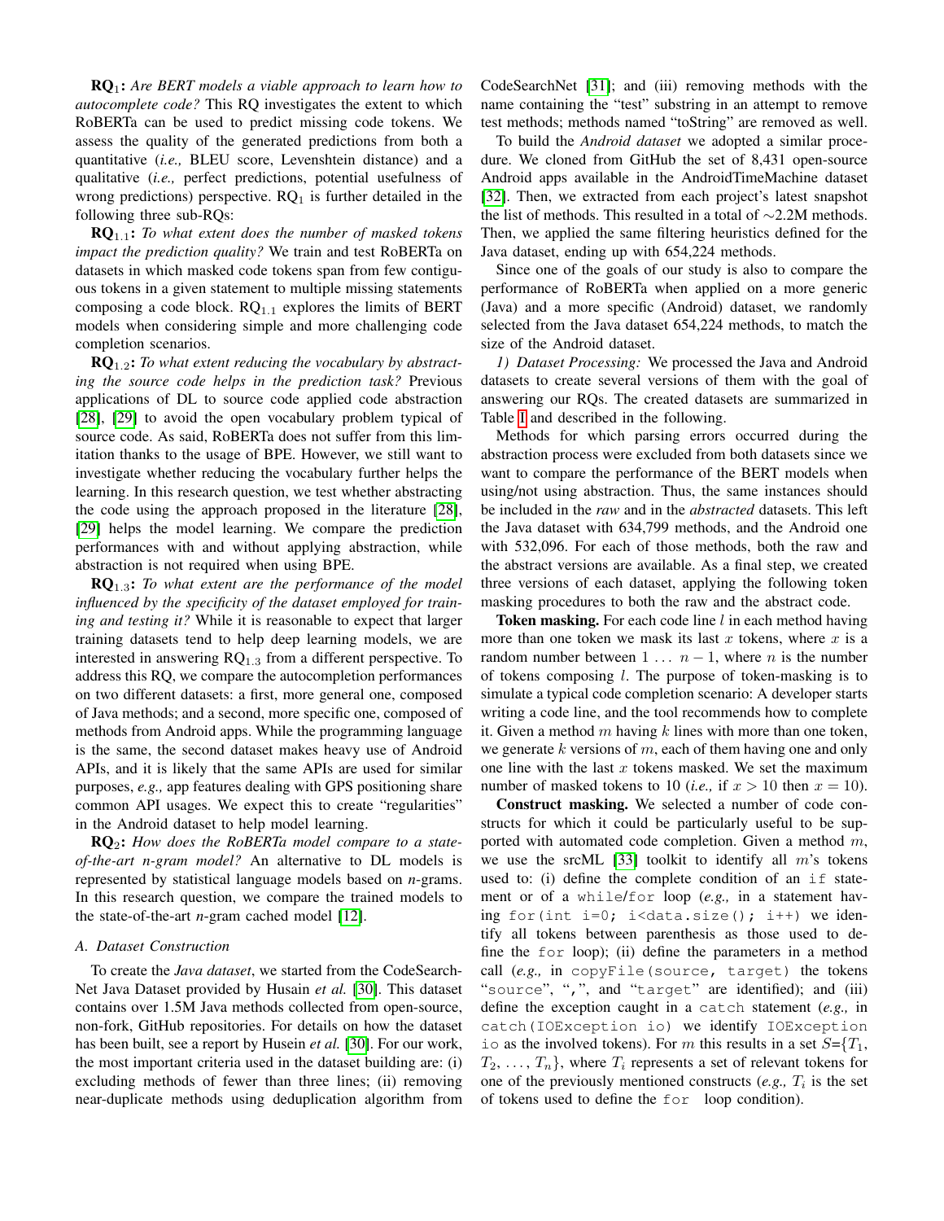**RQ$_1$:** *Are BERT models a viable approach to learn how to autocomplete code?* This RQ investigates the extent to which RoBERTa can be used to predict missing code tokens. We assess the quality of the generated predictions from both a quantitative (*i.e.,* BLEU score, Levenshtein distance) and a qualitative (*i.e.,* perfect predictions, potential usefulness of wrong predictions) perspective. RQ$_1$ is further detailed in the following three sub-RQs:

**RQ$_{1.1}$:** *To what extent does the number of masked tokens impact the prediction quality?* We train and test RoBERTa on datasets in which masked code tokens span from few contiguous tokens in a given statement to multiple missing statements composing a code block. RQ$_{1.1}$ explores the limits of BERT models when considering simple and more challenging code completion scenarios.

**RQ$_{1.2}$:** *To what extent reducing the vocabulary by abstracting the source code helps in the prediction task?* Previous applications of DL to source code applied code abstraction [28], [29] to avoid the open vocabulary problem typical of source code. As said, RoBERTa does not suffer from this limitation thanks to the usage of BPE. However, we still want to investigate whether reducing the vocabulary further helps the learning. In this research question, we test whether abstracting the code using the approach proposed in the literature [28], [29] helps the model learning. We compare the prediction performances with and without applying abstraction, while abstraction is not required when using BPE.

**RQ$_{1.3}$:** *To what extent are the performance of the model influenced by the specificity of the dataset employed for training and testing it?* While it is reasonable to expect that larger training datasets tend to help deep learning models, we are interested in answering RQ$_{1.3}$ from a different perspective. To address this RQ, we compare the autocompletion performances on two different datasets: a first, more general one, composed of Java methods; and a second, more specific one, composed of methods from Android apps. While the programming language is the same, the second dataset makes heavy use of Android APIs, and it is likely that the same APIs are used for similar purposes, *e.g.,* app features dealing with GPS positioning share common API usages. We expect this to create "regularities" in the Android dataset to help model learning.

**RQ$_2$:** *How does the RoBERTa model compare to a state-of-the-art n-gram model?* An alternative to DL models is represented by statistical language models based on *n*-grams. In this research question, we compare the trained models to the state-of-the-art *n*-gram cached model [12].

### A. Dataset Construction

To create the *Java dataset*, we started from the CodeSearchNet Java Dataset provided by Husain *et al.* [30]. This dataset contains over 1.5M Java methods collected from open-source, non-fork, GitHub repositories. For details on how the dataset has been built, see a report by Husein *et al.* [30]. For our work, the most important criteria used in the dataset building are: (i) excluding methods of fewer than three lines; (ii) removing near-duplicate methods using deduplication algorithm from CodeSearchNet [31]; and (iii) removing methods with the name containing the "test" substring in an attempt to remove test methods; methods named "toString" are removed as well.

To build the *Android dataset* we adopted a similar procedure. We cloned from GitHub the set of 8,431 open-source Android apps available in the AndroidTimeMachine dataset [32]. Then, we extracted from each project's latest snapshot the list of methods. This resulted in a total of ∼2.2M methods. Then, we applied the same filtering heuristics defined for the Java dataset, ending up with 654,224 methods.

Since one of the goals of our study is also to compare the performance of RoBERTa when applied on a more generic (Java) and a more specific (Android) dataset, we randomly selected from the Java dataset 654,224 methods, to match the size of the Android dataset.

*1) Dataset Processing:* We processed the Java and Android datasets to create several versions of them with the goal of answering our RQs. The created datasets are summarized in Table I and described in the following.

Methods for which parsing errors occurred during the abstraction process were excluded from both datasets since we want to compare the performance of the BERT models when using/not using abstraction. Thus, the same instances should be included in the *raw* and in the *abstracted* datasets. This left the Java dataset with 634,799 methods, and the Android one with 532,096. For each of those methods, both the raw and the abstract versions are available. As a final step, we created three versions of each dataset, applying the following token masking procedures to both the raw and the abstract code.

**Token masking.** For each code line $l$ in each method having more than one token we mask its last $x$ tokens, where $x$ is a random number between $1 \ldots n-1$, where $n$ is the number of tokens composing $l$. The purpose of token-masking is to simulate a typical code completion scenario: A developer starts writing a code line, and the tool recommends how to complete it. Given a method $m$ having $k$ lines with more than one token, we generate $k$ versions of $m$, each of them having one and only one line with the last $x$ tokens masked. We set the maximum number of masked tokens to 10 (*i.e.,* if $x > 10$ then $x = 10$).

**Construct masking.** We selected a number of code constructs for which it could be particularly useful to be supported with automated code completion. Given a method $m$, we use the srcML [33] toolkit to identify all $m$'s tokens used to: (i) define the complete condition of an `if` statement or of a `while`/`for` loop (*e.g.,* in a statement having `for(int i=0; i<data.size(); i++)` we identify all tokens between parenthesis as those used to define the `for` loop); (ii) define the parameters in a method call (*e.g.,* in `copyFile(source, target)` the tokens "`source`", "`,`", and "`target`" are identified); and (iii) define the exception caught in a `catch` statement (*e.g.,* in `catch(IOException io)` we identify `IOException io` as the involved tokens). For $m$ this results in a set $S$={$T_1$, $T_2$, …, $T_n$}, where $T_i$ represents a set of relevant tokens for one of the previously mentioned constructs (*e.g.,* $T_i$ is the set of tokens used to define the `for` loop condition).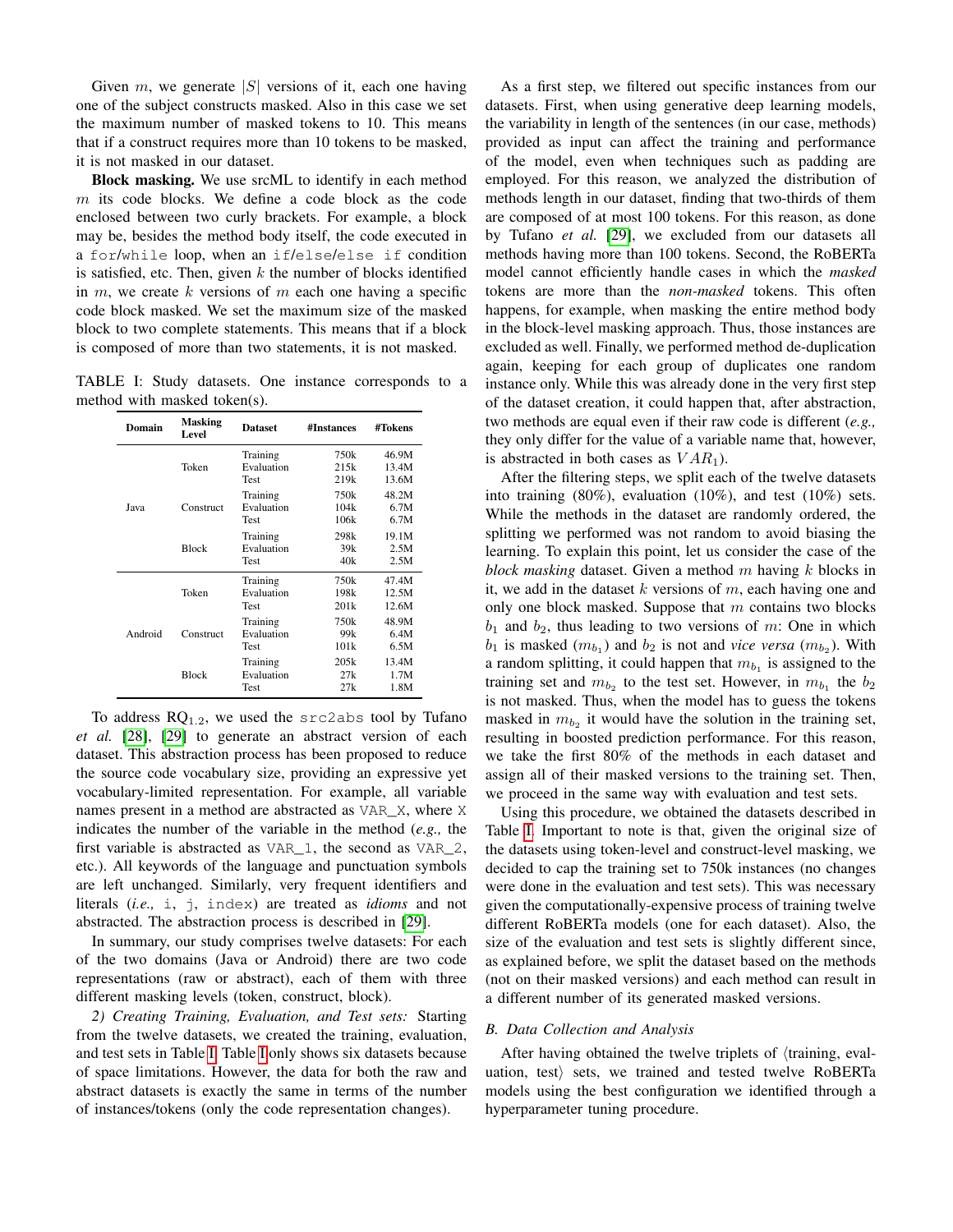Given $m$, we generate $|S|$ versions of it, each one having one of the subject constructs masked. Also in this case we set the maximum number of masked tokens to 10. This means that if a construct requires more than 10 tokens to be masked, it is not masked in our dataset.

**Block masking.** We use srcML to identify in each method $m$ its code blocks. We define a code block as the code enclosed between two curly brackets. For example, a block may be, besides the method body itself, the code executed in a `for`/`while` loop, when an `if`/`else`/`else if` condition is satisfied, etc. Then, given $k$ the number of blocks identified in $m$, we create $k$ versions of $m$ each one having a specific code block masked. We set the maximum size of the masked block to two complete statements. This means that if a block is composed of more than two statements, it is not masked.

TABLE I: Study datasets. One instance corresponds to a method with masked token(s).

| Domain | Masking Level | Dataset | #Instances | #Tokens |
|---|---|---|---|---|
| Java | Token | Training | 750k | 46.9M |
| | | Evaluation | 215k | 13.4M |
| | | Test | 219k | 13.6M |
| | Construct | Training | 750k | 48.2M |
| | | Evaluation | 104k | 6.7M |
| | | Test | 106k | 6.7M |
| | Block | Training | 298k | 19.1M |
| | | Evaluation | 39k | 2.5M |
| | | Test | 40k | 2.5M |
| Android | Token | Training | 750k | 47.4M |
| | | Evaluation | 198k | 12.5M |
| | | Test | 201k | 12.6M |
| | Construct | Training | 750k | 48.9M |
| | | Evaluation | 99k | 6.4M |
| | | Test | 101k | 6.5M |
| | Block | Training | 205k | 13.4M |
| | | Evaluation | 27k | 1.7M |
| | | Test | 27k | 1.8M |

To address $RQ_{1.2}$, we used the `src2abs` tool by Tufano *et al.* [28], [29] to generate an abstract version of each dataset. This abstraction process has been proposed to reduce the source code vocabulary size, providing an expressive yet vocabulary-limited representation. For example, all variable names present in a method are abstracted as `VAR_X`, where `X` indicates the number of the variable in the method (*e.g.,* the first variable is abstracted as `VAR_1`, the second as `VAR_2`, etc.). All keywords of the language and punctuation symbols are left unchanged. Similarly, very frequent identifiers and literals (*i.e.,* `i`, `j`, `index`) are treated as *idioms* and not abstracted. The abstraction process is described in [29].

In summary, our study comprises twelve datasets: For each of the two domains (Java or Android) there are two code representations (raw or abstract), each of them with three different masking levels (token, construct, block).

*2) Creating Training, Evaluation, and Test sets:* Starting from the twelve datasets, we created the training, evaluation, and test sets in Table I. Table I only shows six datasets because of space limitations. However, the data for both the raw and abstract datasets is exactly the same in terms of the number of instances/tokens (only the code representation changes).

As a first step, we filtered out specific instances from our datasets. First, when using generative deep learning models, the variability in length of the sentences (in our case, methods) provided as input can affect the training and performance of the model, even when techniques such as padding are employed. For this reason, we analyzed the distribution of methods length in our dataset, finding that two-thirds of them are composed of at most 100 tokens. For this reason, as done by Tufano *et al.* [29], we excluded from our datasets all methods having more than 100 tokens. Second, the RoBERTa model cannot efficiently handle cases in which the *masked* tokens are more than the *non-masked* tokens. This often happens, for example, when masking the entire method body in the block-level masking approach. Thus, those instances are excluded as well. Finally, we performed method de-duplication again, keeping for each group of duplicates one random instance only. While this was already done in the very first step of the dataset creation, it could happen that, after abstraction, two methods are equal even if their raw code is different (*e.g.,* they only differ for the value of a variable name that, however, is abstracted in both cases as $VAR_1$).

After the filtering steps, we split each of the twelve datasets into training (80%), evaluation (10%), and test (10%) sets. While the methods in the dataset are randomly ordered, the splitting we performed was not random to avoid biasing the learning. To explain this point, let us consider the case of the *block masking* dataset. Given a method $m$ having $k$ blocks in it, we add in the dataset $k$ versions of $m$, each having one and only one block masked. Suppose that $m$ contains two blocks $b_1$ and $b_2$, thus leading to two versions of $m$: One in which $b_1$ is masked ($m_{b_1}$) and $b_2$ is not and *vice versa* ($m_{b_2}$). With a random splitting, it could happen that $m_{b_1}$ is assigned to the training set and $m_{b_2}$ to the test set. However, in $m_{b_1}$ the $b_2$ is not masked. Thus, when the model has to guess the tokens masked in $m_{b_2}$ it would have the solution in the training set, resulting in boosted prediction performance. For this reason, we take the first 80% of the methods in each dataset and assign all of their masked versions to the training set. Then, we proceed in the same way with evaluation and test sets.

Using this procedure, we obtained the datasets described in Table I. Important to note is that, given the original size of the datasets using token-level and construct-level masking, we decided to cap the training set to 750k instances (no changes were done in the evaluation and test sets). This was necessary given the computationally-expensive process of training twelve different RoBERTa models (one for each dataset). Also, the size of the evaluation and test sets is slightly different since, as explained before, we split the dataset based on the methods (not on their masked versions) and each method can result in a different number of its generated masked versions.

### B. Data Collection and Analysis

After having obtained the twelve triplets of ⟨training, evaluation, test⟩ sets, we trained and tested twelve RoBERTa models using the best configuration we identified through a hyperparameter tuning procedure.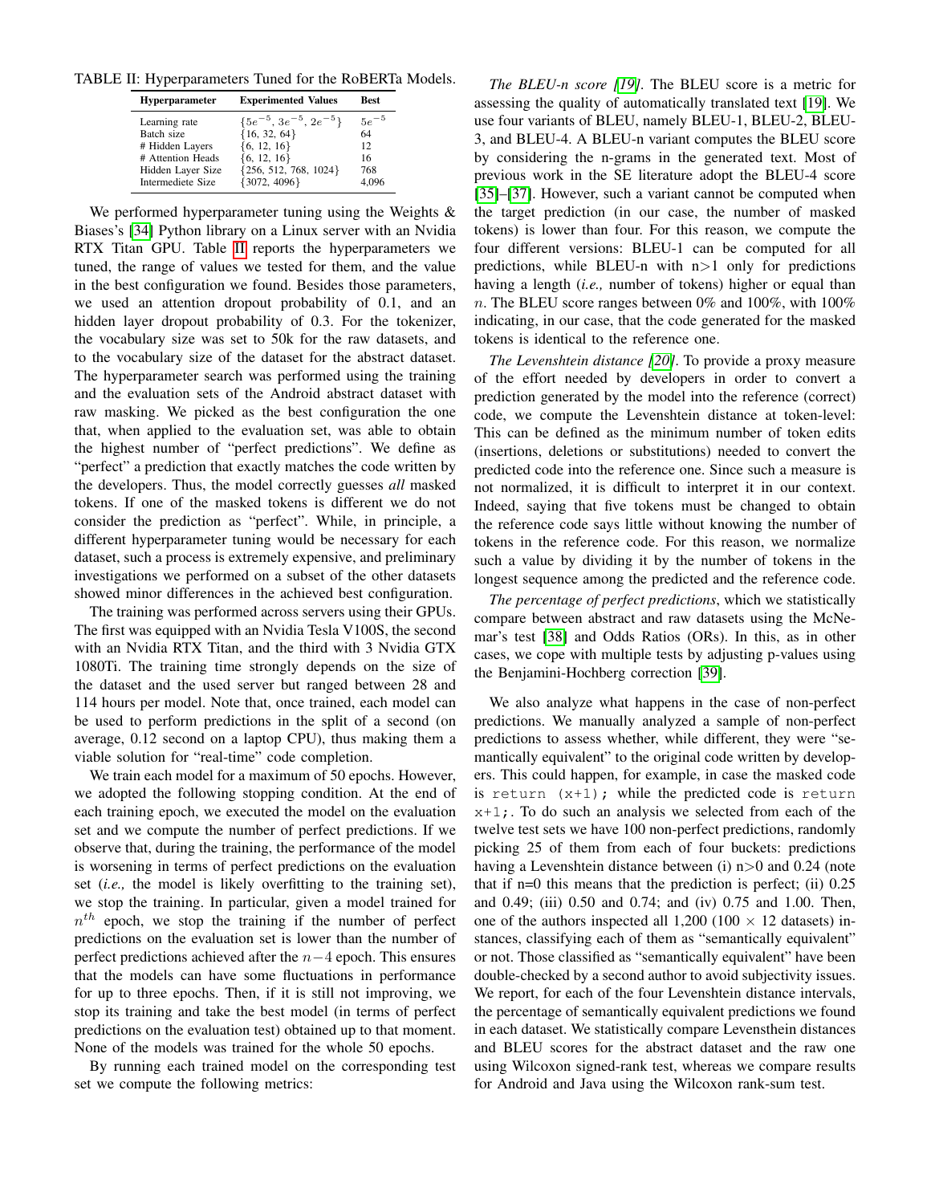TABLE II: Hyperparameters Tuned for the RoBERTa Models.

| Hyperparameter | Experimented Values | Best |
|---|---|---|
| Learning rate | $\{5e^{-5}, 3e^{-5}, 2e^{-5}\}$ | $5e^{-5}$ |
| Batch size | {16, 32, 64} | 64 |
| # Hidden Layers | {6, 12, 16} | 12 |
| # Attention Heads | {6, 12, 16} | 16 |
| Hidden Layer Size | {256, 512, 768, 1024} | 768 |
| Intermediete Size | {3072, 4096} | 4,096 |

We performed hyperparameter tuning using the Weights & Biases's [34] Python library on a Linux server with an Nvidia RTX Titan GPU. Table II reports the hyperparameters we tuned, the range of values we tested for them, and the value in the best configuration we found. Besides those parameters, we used an attention dropout probability of 0.1, and an hidden layer dropout probability of 0.3. For the tokenizer, the vocabulary size was set to 50k for the raw datasets, and to the vocabulary size of the dataset for the abstract dataset. The hyperparameter search was performed using the training and the evaluation sets of the Android abstract dataset with raw masking. We picked as the best configuration the one that, when applied to the evaluation set, was able to obtain the highest number of "perfect predictions". We define as "perfect" a prediction that exactly matches the code written by the developers. Thus, the model correctly guesses *all* masked tokens. If one of the masked tokens is different we do not consider the prediction as "perfect". While, in principle, a different hyperparameter tuning would be necessary for each dataset, such a process is extremely expensive, and preliminary investigations we performed on a subset of the other datasets showed minor differences in the achieved best configuration.

The training was performed across servers using their GPUs. The first was equipped with an Nvidia Tesla V100S, the second with an Nvidia RTX Titan, and the third with 3 Nvidia GTX 1080Ti. The training time strongly depends on the size of the dataset and the used server but ranged between 28 and 114 hours per model. Note that, once trained, each model can be used to perform predictions in the split of a second (on average, 0.12 second on a laptop CPU), thus making them a viable solution for "real-time" code completion.

We train each model for a maximum of 50 epochs. However, we adopted the following stopping condition. At the end of each training epoch, we executed the model on the evaluation set and we compute the number of perfect predictions. If we observe that, during the training, the performance of the model is worsening in terms of perfect predictions on the evaluation set (*i.e.,* the model is likely overfitting to the training set), we stop the training. In particular, given a model trained for $n^{th}$ epoch, we stop the training if the number of perfect predictions on the evaluation set is lower than the number of perfect predictions achieved after the $n-4$ epoch. This ensures that the models can have some fluctuations in performance for up to three epochs. Then, if it is still not improving, we stop its training and take the best model (in terms of perfect predictions on the evaluation test) obtained up to that moment. None of the models was trained for the whole 50 epochs.

By running each trained model on the corresponding test set we compute the following metrics:

*The BLEU-n score [19]*. The BLEU score is a metric for assessing the quality of automatically translated text [19]. We use four variants of BLEU, namely BLEU-1, BLEU-2, BLEU-3, and BLEU-4. A BLEU-n variant computes the BLEU score by considering the n-grams in the generated text. Most of previous work in the SE literature adopt the BLEU-4 score [35]–[37]. However, such a variant cannot be computed when the target prediction (in our case, the number of masked tokens) is lower than four. For this reason, we compute the four different versions: BLEU-1 can be computed for all predictions, while BLEU-n with n>1 only for predictions having a length (*i.e.,* number of tokens) higher or equal than $n$. The BLEU score ranges between 0% and 100%, with 100% indicating, in our case, that the code generated for the masked tokens is identical to the reference one.

*The Levenshtein distance [20]*. To provide a proxy measure of the effort needed by developers in order to convert a prediction generated by the model into the reference (correct) code, we compute the Levenshtein distance at token-level: This can be defined as the minimum number of token edits (insertions, deletions or substitutions) needed to convert the predicted code into the reference one. Since such a measure is not normalized, it is difficult to interpret it in our context. Indeed, saying that five tokens must be changed to obtain the reference code says little without knowing the number of tokens in the reference code. For this reason, we normalize such a value by dividing it by the number of tokens in the longest sequence among the predicted and the reference code.

*The percentage of perfect predictions*, which we statistically compare between abstract and raw datasets using the McNemar's test [38] and Odds Ratios (ORs). In this, as in other cases, we cope with multiple tests by adjusting p-values using the Benjamini-Hochberg correction [39].

We also analyze what happens in the case of non-perfect predictions. We manually analyzed a sample of non-perfect predictions to assess whether, while different, they were "semantically equivalent" to the original code written by developers. This could happen, for example, in case the masked code is `return (x+1);` while the predicted code is `return x+1;`. To do such an analysis we selected from each of the twelve test sets we have 100 non-perfect predictions, randomly picking 25 of them from each of four buckets: predictions having a Levenshtein distance between (i) n>0 and 0.24 (note that if n=0 this means that the prediction is perfect; (ii) 0.25 and 0.49; (iii) 0.50 and 0.74; and (iv) 0.75 and 1.00. Then, one of the authors inspected all 1,200 (100 × 12 datasets) instances, classifying each of them as "semantically equivalent" or not. Those classified as "semantically equivalent" have been double-checked by a second author to avoid subjectivity issues. We report, for each of the four Levenshtein distance intervals, the percentage of semantically equivalent predictions we found in each dataset. We statistically compare Levensthein distances and BLEU scores for the abstract dataset and the raw one using Wilcoxon signed-rank test, whereas we compare results for Android and Java using the Wilcoxon rank-sum test.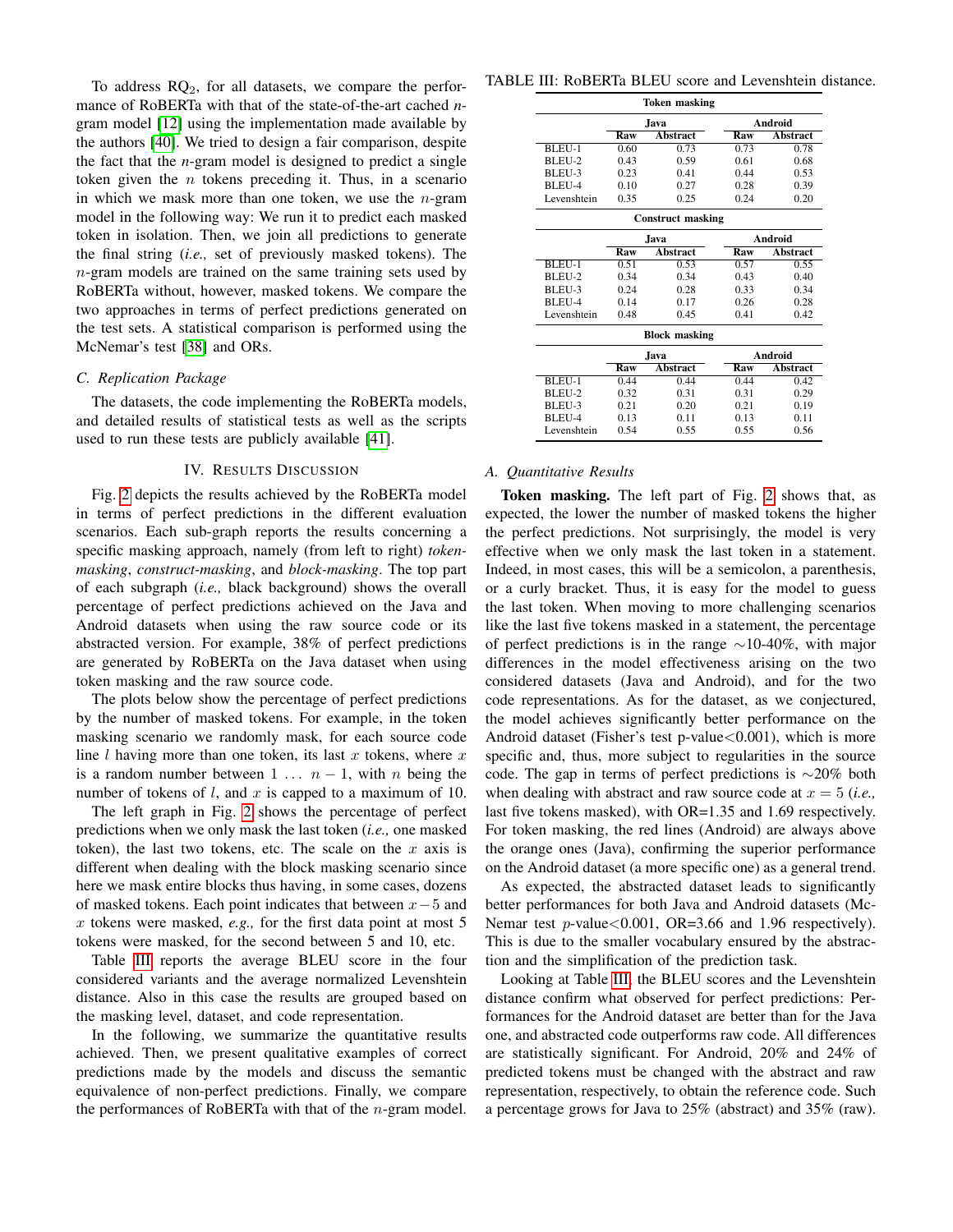To address $RQ_2$, for all datasets, we compare the performance of RoBERTa with that of the state-of-the-art cached $n$-gram model [12] using the implementation made available by the authors [40]. We tried to design a fair comparison, despite the fact that the $n$-gram model is designed to predict a single token given the $n$ tokens preceding it. Thus, in a scenario in which we mask more than one token, we use the $n$-gram model in the following way: We run it to predict each masked token in isolation. Then, we join all predictions to generate the final string (*i.e.,* set of previously masked tokens). The $n$-gram models are trained on the same training sets used by RoBERTa without, however, masked tokens. We compare the two approaches in terms of perfect predictions generated on the test sets. A statistical comparison is performed using the McNemar's test [38] and ORs.

### C. Replication Package

The datasets, the code implementing the RoBERTa models, and detailed results of statistical tests as well as the scripts used to run these tests are publicly available [41].

## IV. Results Discussion

Fig. 2 depicts the results achieved by the RoBERTa model in terms of perfect predictions in the different evaluation scenarios. Each sub-graph reports the results concerning a specific masking approach, namely (from left to right) *token-masking*, *construct-masking*, and *block-masking*. The top part of each subgraph (*i.e.,* black background) shows the overall percentage of perfect predictions achieved on the Java and Android datasets when using the raw source code or its abstracted version. For example, 38% of perfect predictions are generated by RoBERTa on the Java dataset when using token masking and the raw source code.

The plots below show the percentage of perfect predictions by the number of masked tokens. For example, in the token masking scenario we randomly mask, for each source code line $l$ having more than one token, its last $x$ tokens, where $x$ is a random number between $1 \dots n-1$, with $n$ being the number of tokens of $l$, and $x$ is capped to a maximum of 10.

The left graph in Fig. 2 shows the percentage of perfect predictions when we only mask the last token (*i.e.,* one masked token), the last two tokens, etc. The scale on the $x$ axis is different when dealing with the block masking scenario since here we mask entire blocks thus having, in some cases, dozens of masked tokens. Each point indicates that between $x-5$ and $x$ tokens were masked, *e.g.,* for the first data point at most 5 tokens were masked, for the second between 5 and 10, etc.

Table III reports the average BLEU score in the four considered variants and the average normalized Levenshtein distance. Also in this case the results are grouped based on the masking level, dataset, and code representation.

In the following, we summarize the quantitative results achieved. Then, we present qualitative examples of correct predictions made by the models and discuss the semantic equivalence of non-perfect predictions. Finally, we compare the performances of RoBERTa with that of the $n$-gram model.

TABLE III: RoBERTa BLEU score and Levenshtein distance.

| | Java | | Android | |
|---|---|---|---|---|
| | Raw | Abstract | Raw | Abstract |
| **Token masking** | | | | |
| BLEU-1 | 0.60 | 0.73 | 0.73 | 0.78 |
| BLEU-2 | 0.43 | 0.59 | 0.61 | 0.68 |
| BLEU-3 | 0.23 | 0.41 | 0.44 | 0.53 |
| BLEU-4 | 0.10 | 0.27 | 0.28 | 0.39 |
| Levenshtein | 0.35 | 0.25 | 0.24 | 0.20 |
| **Construct masking** | | | | |
| BLEU-1 | 0.51 | 0.53 | 0.57 | 0.55 |
| BLEU-2 | 0.34 | 0.34 | 0.43 | 0.40 |
| BLEU-3 | 0.24 | 0.28 | 0.33 | 0.34 |
| BLEU-4 | 0.14 | 0.17 | 0.26 | 0.28 |
| Levenshtein | 0.48 | 0.45 | 0.41 | 0.42 |
| **Block masking** | | | | |
| BLEU-1 | 0.44 | 0.44 | 0.44 | 0.42 |
| BLEU-2 | 0.32 | 0.31 | 0.31 | 0.29 |
| BLEU-3 | 0.21 | 0.20 | 0.21 | 0.19 |
| BLEU-4 | 0.13 | 0.11 | 0.13 | 0.11 |
| Levenshtein | 0.54 | 0.55 | 0.55 | 0.56 |

### A. Quantitative Results

**Token masking.** The left part of Fig. 2 shows that, as expected, the lower the number of masked tokens the higher the perfect predictions. Not surprisingly, the model is very effective when we only mask the last token in a statement. Indeed, in most cases, this will be a semicolon, a parenthesis, or a curly bracket. Thus, it is easy for the model to guess the last token. When moving to more challenging scenarios like the last five tokens masked in a statement, the percentage of perfect predictions is in the range ∼10-40%, with major differences in the model effectiveness arising on the two considered datasets (Java and Android), and for the two code representations. As for the dataset, as we conjectured, the model achieves significantly better performance on the Android dataset (Fisher's test p-value<0.001), which is more specific and, thus, more subject to regularities in the source code. The gap in terms of perfect predictions is ∼20% both when dealing with abstract and raw source code at $x = 5$ (*i.e.,* last five tokens masked), with OR=1.35 and 1.69 respectively. For token masking, the red lines (Android) are always above the orange ones (Java), confirming the superior performance on the Android dataset (a more specific one) as a general trend.

As expected, the abstracted dataset leads to significantly better performances for both Java and Android datasets (McNemar test $p$-value<0.001, OR=3.66 and 1.96 respectively). This is due to the smaller vocabulary ensured by the abstraction and the simplification of the prediction task.

Looking at Table III, the BLEU scores and the Levenshtein distance confirm what observed for perfect predictions: Performances for the Android dataset are better than for the Java one, and abstracted code outperforms raw code. All differences are statistically significant. For Android, 20% and 24% of predicted tokens must be changed with the abstract and raw representation, respectively, to obtain the reference code. Such a percentage grows for Java to 25% (abstract) and 35% (raw).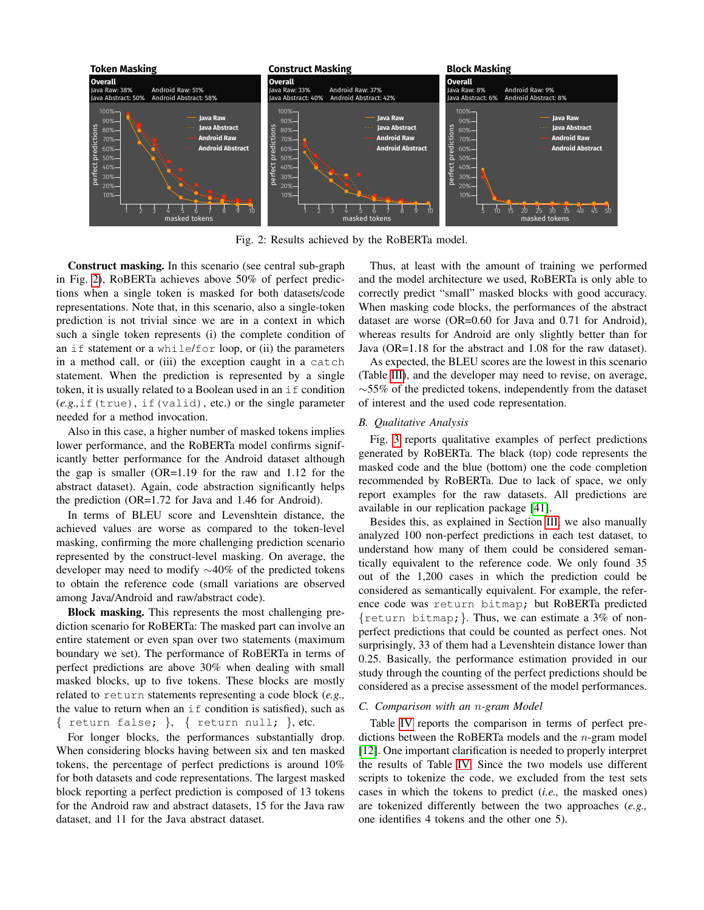Fig. 2: Results achieved by the RoBERTa model.

**Construct masking.** In this scenario (see central sub-graph in Fig. 2), RoBERTa achieves above 50% of perfect predictions when a single token is masked for both datasets/code representations. Note that, in this scenario, also a single-token prediction is not trivial since we are in a context in which such a single token represents (i) the complete condition of an `if` statement or a `while`/`for` loop, or (ii) the parameters in a method call, or (iii) the exception caught in a `catch` statement. When the prediction is represented by a single token, it is usually related to a Boolean used in an `if` condition (*e.g.,*`if(true)`, `if(valid)`, etc.) or the single parameter needed for a method invocation.

Also in this case, a higher number of masked tokens implies lower performance, and the RoBERTa model confirms significantly better performance for the Android dataset although the gap is smaller (OR=1.19 for the raw and 1.12 for the abstract dataset). Again, code abstraction significantly helps the prediction (OR=1.72 for Java and 1.46 for Android).

In terms of BLEU score and Levenshtein distance, the achieved values are worse as compared to the token-level masking, confirming the more challenging prediction scenario represented by the construct-level masking. On average, the developer may need to modify ~40% of the predicted tokens to obtain the reference code (small variations are observed among Java/Android and raw/abstract code).

**Block masking.** This represents the most challenging prediction scenario for RoBERTa: The masked part can involve an entire statement or even span over two statements (maximum boundary we set). The performance of RoBERTa in terms of perfect predictions are above 30% when dealing with small masked blocks, up to five tokens. These blocks are mostly related to `return` statements representing a code block (*e.g.,* the value to return when an `if` condition is satisfied), such as `{ return false; }`, `{ return null; }`, etc.

For longer blocks, the performances substantially drop. When considering blocks having between six and ten masked tokens, the percentage of perfect predictions is around 10% for both datasets and code representations. The largest masked block reporting a perfect prediction is composed of 13 tokens for the Android raw and abstract datasets, 15 for the Java raw dataset, and 11 for the Java abstract dataset.

Thus, at least with the amount of training we performed and the model architecture we used, RoBERTa is only able to correctly predict "small" masked blocks with good accuracy. When masking code blocks, the performances of the abstract dataset are worse (OR=0.60 for Java and 0.71 for Android), whereas results for Android are only slightly better than for Java (OR=1.18 for the abstract and 1.08 for the raw dataset).

As expected, the BLEU scores are the lowest in this scenario (Table III), and the developer may need to revise, on average, ~55% of the predicted tokens, independently from the dataset of interest and the used code representation.

### B. Qualitative Analysis

Fig. 3 reports qualitative examples of perfect predictions generated by RoBERTa. The black (top) code represents the masked code and the blue (bottom) one the code completion recommended by RoBERTa. Due to lack of space, we only report examples for the raw datasets. All predictions are available in our replication package [41].

Besides this, as explained in Section III, we also manually analyzed 100 non-perfect predictions in each test dataset, to understand how many of them could be considered semantically equivalent to the reference code. We only found 35 out of the 1,200 cases in which the prediction could be considered as semantically equivalent. For example, the reference code was `return bitmap;` but RoBERTa predicted `{return bitmap;}`. Thus, we can estimate a 3% of non-perfect predictions that could be counted as perfect ones. Not surprisingly, 33 of them had a Levenshtein distance lower than 0.25. Basically, the performance estimation provided in our study through the counting of the perfect predictions should be considered as a precise assessment of the model performances.

### C. Comparison with an $n$-gram Model

Table IV reports the comparison in terms of perfect predictions between the RoBERTa models and the $n$-gram model [12]. One important clarification is needed to properly interpret the results of Table IV. Since the two models use different scripts to tokenize the code, we excluded from the test sets cases in which the tokens to predict (*i.e.,* the masked ones) are tokenized differently between the two approaches (*e.g.,* one identifies 4 tokens and the other one 5).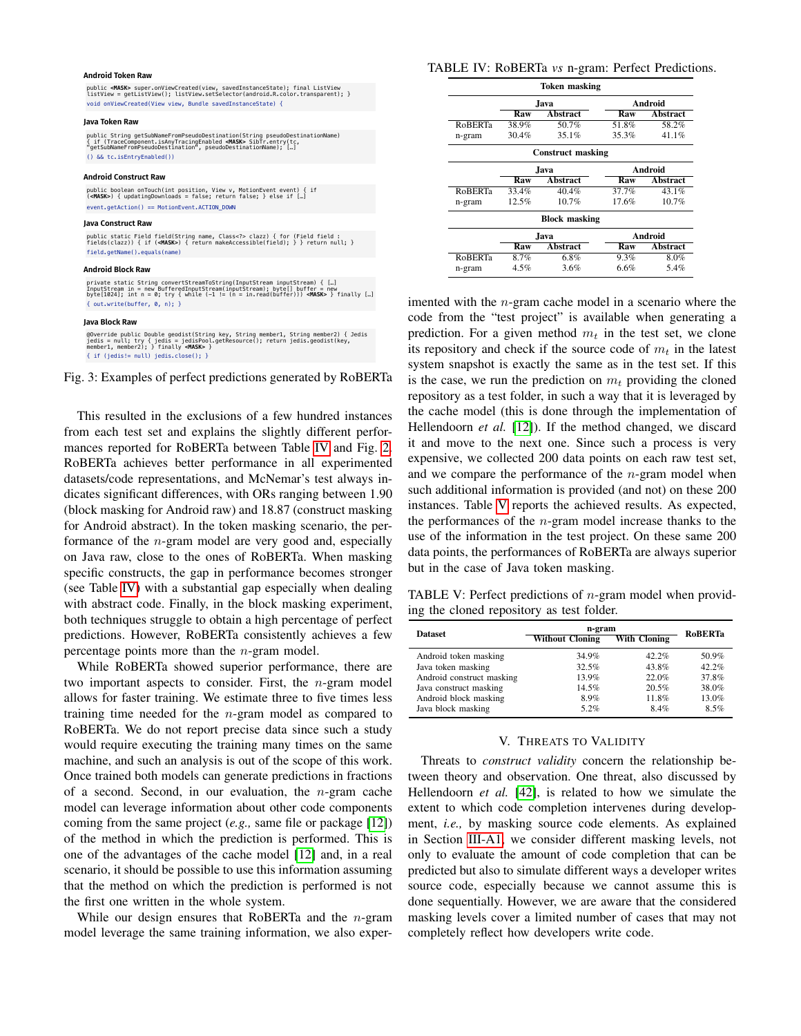**Android Token Raw**

```
public <MASK> super.onViewCreated(view, savedInstanceState); final ListView
listView = getListView(); listView.setSelector(android.R.color.transparent); }
void onViewCreated(View view, Bundle savedInstanceState) {
```

**Java Token Raw**

```
public String getSubNameFromPseudoDestination(String pseudoDestinationName)
{ if (TraceComponent.isAnyTracingEnabled <MASK> SibTr.entry(tc,
"getSubNameFromPseudoDestination", pseudoDestinationName); […]
() && tc.isEntryEnabled())
```

**Android Construct Raw**

```
public boolean onTouch(int position, View v, MotionEvent event) { if
(<MASK>) { updatingDownloads = false; return false; } else if […]
event.getAction() == MotionEvent.ACTION_DOWN
```

**Java Construct Raw**

```
public static Field field(String name, Class<?> clazz) { for (Field field :
fields(clazz)) { if (<MASK>) { return makeAccessible(field); } } return null; }
field.getName().equals(name)
```

**Android Block Raw**

```
private static String convertStreamToString(InputStream inputStream) { […]
InputStream in = new BufferedInputStream(inputStream); byte[] buffer = new
byte[1024]; int n = 0; try { while (-1 != (n = in.read(buffer))) <MASK> } finally […]
{ out.write(buffer, 0, n); }
```

**Java Block Raw**

```
@Override public Double geodist(String key, String member1, String member2) { Jedis
jedis = null; try { jedis = jedisPool.getResource(); return jedis.geodist(key,
member1, member2); } finally <MASK> }
{ if (jedis!= null) jedis.close(); }
```

Fig. 3: Examples of perfect predictions generated by RoBERTa

This resulted in the exclusions of a few hundred instances from each test set and explains the slightly different performances reported for RoBERTa between Table IV and Fig. 2. RoBERTa achieves better performance in all experimented datasets/code representations, and McNemar's test always indicates significant differences, with ORs ranging between 1.90 (block masking for Android raw) and 18.87 (construct masking for Android abstract). In the token masking scenario, the performance of the $n$-gram model are very good and, especially on Java raw, close to the ones of RoBERTa. When masking specific constructs, the gap in performance becomes stronger (see Table IV) with a substantial gap especially when dealing with abstract code. Finally, in the block masking experiment, both techniques struggle to obtain a high percentage of perfect predictions. However, RoBERTa consistently achieves a few percentage points more than the $n$-gram model.

While RoBERTa showed superior performance, there are two important aspects to consider. First, the $n$-gram model allows for faster training. We estimate three to five times less training time needed for the $n$-gram model as compared to RoBERTa. We do not report precise data since such a study would require executing the training many times on the same machine, and such an analysis is out of the scope of this work. Once trained both models can generate predictions in fractions of a second. Second, in our evaluation, the $n$-gram cache model can leverage information about other code components coming from the same project (*e.g.,* same file or package [12]) of the method in which the prediction is performed. This is one of the advantages of the cache model [12] and, in a real scenario, it should be possible to use this information assuming that the method on which the prediction is performed is not the first one written in the whole system.

While our design ensures that RoBERTa and the $n$-gram model leverage the same training information, we also experimented with the $n$-gram cache model in a scenario where the code from the "test project" is available when generating a prediction. For a given method $m_t$ in the test set, we clone its repository and check if the source code of $m_t$ in the latest system snapshot is exactly the same as in the test set. If this is the case, we run the prediction on $m_t$ providing the cloned repository as a test folder, in such a way that it is leveraged by the cache model (this is done through the implementation of Hellendoorn *et al.* [12]). If the method changed, we discard it and move to the next one. Since such a process is very expensive, we collected 200 data points on each raw test set, and we compare the performance of the $n$-gram model when such additional information is provided (and not) on these 200 instances. Table V reports the achieved results. As expected, the performances of the $n$-gram model increase thanks to the use of the information in the test project. On these same 200 data points, the performances of RoBERTa are always superior but in the case of Java token masking.

TABLE IV: RoBERTa *vs* n-gram: Perfect Predictions.

| | Java | | Android | |
|---|---|---|---|---|
| | Raw | Abstract | Raw | Abstract |
| **Token masking** | | | | |
| RoBERTa | 38.9% | 50.7% | 51.8% | 58.2% |
| n-gram | 30.4% | 35.1% | 35.3% | 41.1% |
| **Construct masking** | | | | |
| RoBERTa | 33.4% | 40.4% | 37.7% | 43.1% |
| n-gram | 12.5% | 10.7% | 17.6% | 10.7% |
| **Block masking** | | | | |
| RoBERTa | 8.7% | 6.8% | 9.3% | 8.0% |
| n-gram | 4.5% | 3.6% | 6.6% | 5.4% |

TABLE V: Perfect predictions of $n$-gram model when providing the cloned repository as test folder.

| Dataset | n-gram | | RoBERTa |
|---|---|---|---|
| | Without Cloning | With Cloning | |
| Android token masking | 34.9% | 42.2% | 50.9% |
| Java token masking | 32.5% | 43.8% | 42.2% |
| Android construct masking | 13.9% | 22.0% | 37.8% |
| Java construct masking | 14.5% | 20.5% | 38.0% |
| Android block masking | 8.9% | 11.8% | 13.0% |
| Java block masking | 5.2% | 8.4% | 8.5% |

## V. Threats to Validity

Threats to *construct validity* concern the relationship between theory and observation. One threat, also discussed by Hellendoorn *et al.* [42], is related to how we simulate the extent to which code completion intervenes during development, *i.e.,* by masking source code elements. As explained in Section III-A1, we consider different masking levels, not only to evaluate the amount of code completion that can be predicted but also to simulate different ways a developer writes source code, especially because we cannot assume this is done sequentially. However, we are aware that the considered masking levels cover a limited number of cases that may not completely reflect how developers write code.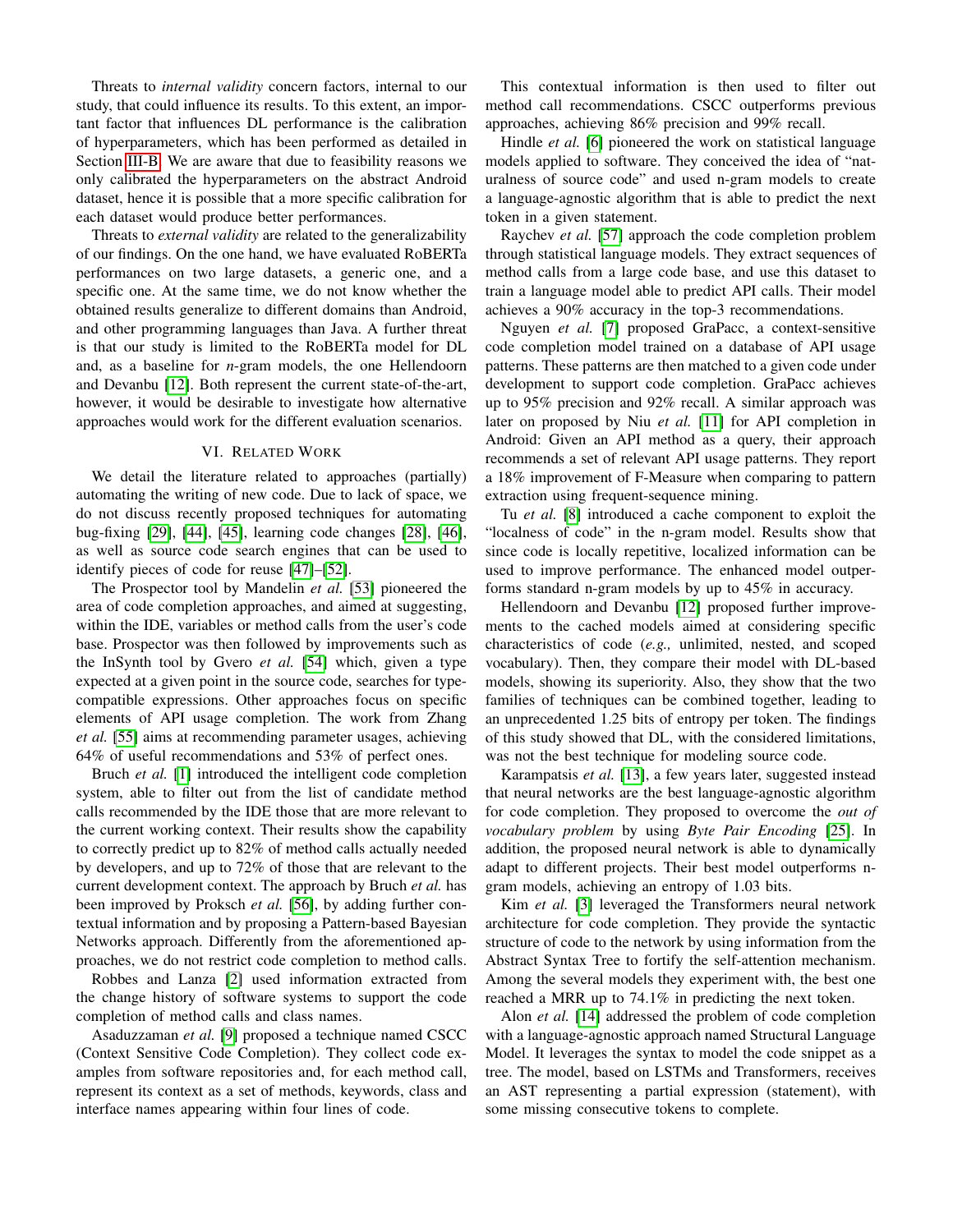Threats to *internal validity* concern factors, internal to our study, that could influence its results. To this extent, an important factor that influences DL performance is the calibration of hyperparameters, which has been performed as detailed in Section III-B. We are aware that due to feasibility reasons we only calibrated the hyperparameters on the abstract Android dataset, hence it is possible that a more specific calibration for each dataset would produce better performances.

Threats to *external validity* are related to the generalizability of our findings. On the one hand, we have evaluated RoBERTa performances on two large datasets, a generic one, and a specific one. At the same time, we do not know whether the obtained results generalize to different domains than Android, and other programming languages than Java. A further threat is that our study is limited to the RoBERTa model for DL and, as a baseline for *n*-gram models, the one Hellendoorn and Devanbu [12]. Both represent the current state-of-the-art, however, it would be desirable to investigate how alternative approaches would work for the different evaluation scenarios.

## VI. Related Work

We detail the literature related to approaches (partially) automating the writing of new code. Due to lack of space, we do not discuss recently proposed techniques for automating bug-fixing [29], [44], [45], learning code changes [28], [46], as well as source code search engines that can be used to identify pieces of code for reuse [47]–[52].

The Prospector tool by Mandelin *et al.* [53] pioneered the area of code completion approaches, and aimed at suggesting, within the IDE, variables or method calls from the user's code base. Prospector was then followed by improvements such as the InSynth tool by Gvero *et al.* [54] which, given a type expected at a given point in the source code, searches for type-compatible expressions. Other approaches focus on specific elements of API usage completion. The work from Zhang *et al.* [55] aims at recommending parameter usages, achieving 64% of useful recommendations and 53% of perfect ones.

Bruch *et al.* [1] introduced the intelligent code completion system, able to filter out from the list of candidate method calls recommended by the IDE those that are more relevant to the current working context. Their results show the capability to correctly predict up to 82% of method calls actually needed by developers, and up to 72% of those that are relevant to the current development context. The approach by Bruch *et al.* has been improved by Proksch *et al.* [56], by adding further contextual information and by proposing a Pattern-based Bayesian Networks approach. Differently from the aforementioned approaches, we do not restrict code completion to method calls.

Robbes and Lanza [2] used information extracted from the change history of software systems to support the code completion of method calls and class names.

Asaduzzaman *et al.* [9] proposed a technique named CSCC (Context Sensitive Code Completion). They collect code examples from software repositories and, for each method call, represent its context as a set of methods, keywords, class and interface names appearing within four lines of code.

This contextual information is then used to filter out method call recommendations. CSCC outperforms previous approaches, achieving 86% precision and 99% recall.

Hindle *et al.* [6] pioneered the work on statistical language models applied to software. They conceived the idea of "naturalness of source code" and used n-gram models to create a language-agnostic algorithm that is able to predict the next token in a given statement.

Raychev *et al.* [57] approach the code completion problem through statistical language models. They extract sequences of method calls from a large code base, and use this dataset to train a language model able to predict API calls. Their model achieves a 90% accuracy in the top-3 recommendations.

Nguyen *et al.* [7] proposed GraPacc, a context-sensitive code completion model trained on a database of API usage patterns. These patterns are then matched to a given code under development to support code completion. GraPacc achieves up to 95% precision and 92% recall. A similar approach was later on proposed by Niu *et al.* [11] for API completion in Android: Given an API method as a query, their approach recommends a set of relevant API usage patterns. They report a 18% improvement of F-Measure when comparing to pattern extraction using frequent-sequence mining.

Tu *et al.* [8] introduced a cache component to exploit the "localness of code" in the n-gram model. Results show that since code is locally repetitive, localized information can be used to improve performance. The enhanced model outperforms standard n-gram models by up to 45% in accuracy.

Hellendoorn and Devanbu [12] proposed further improvements to the cached models aimed at considering specific characteristics of code (*e.g.,* unlimited, nested, and scoped vocabulary). Then, they compare their model with DL-based models, showing its superiority. Also, they show that the two families of techniques can be combined together, leading to an unprecedented 1.25 bits of entropy per token. The findings of this study showed that DL, with the considered limitations, was not the best technique for modeling source code.

Karampatsis *et al.* [13], a few years later, suggested instead that neural networks are the best language-agnostic algorithm for code completion. They proposed to overcome the *out of vocabulary problem* by using *Byte Pair Encoding* [25]. In addition, the proposed neural network is able to dynamically adapt to different projects. Their best model outperforms n-gram models, achieving an entropy of 1.03 bits.

Kim *et al.* [3] leveraged the Transformers neural network architecture for code completion. They provide the syntactic structure of code to the network by using information from the Abstract Syntax Tree to fortify the self-attention mechanism. Among the several models they experiment with, the best one reached a MRR up to 74.1% in predicting the next token.

Alon *et al.* [14] addressed the problem of code completion with a language-agnostic approach named Structural Language Model. It leverages the syntax to model the code snippet as a tree. The model, based on LSTMs and Transformers, receives an AST representing a partial expression (statement), with some missing consecutive tokens to complete.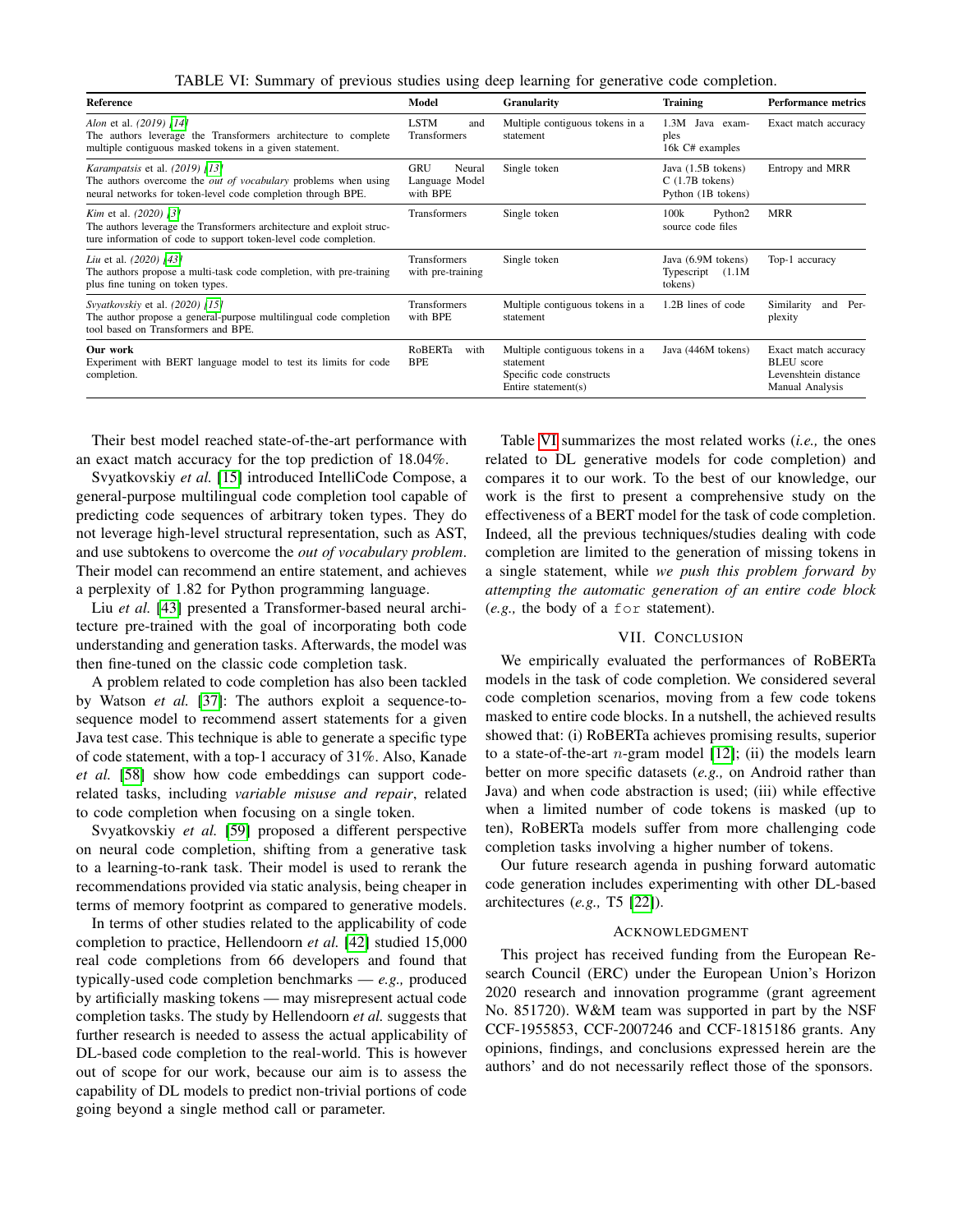TABLE VI: Summary of previous studies using deep learning for generative code completion.

| Reference | Model | Granularity | Training | Performance metrics |
|---|---|---|---|---|
| *Alon* et al. *(2019)* [14]<br>The authors leverage the Transformers architecture to complete multiple contiguous masked tokens in a given statement. | LSTM and Transformers | Multiple contiguous tokens in a statement | 1.3M Java examples<br>16k C# examples | Exact match accuracy |
| *Karampatsis* et al. *(2019)* [13]<br>The authors overcome the *out of vocabulary* problems when using neural networks for token-level code completion through BPE. | GRU Neural Language Model with BPE | Single token | Java (1.5B tokens)<br>C (1.7B tokens)<br>Python (1B tokens) | Entropy and MRR |
| *Kim* et al. *(2020)* [3]<br>The authors leverage the Transformers architecture and exploit structure information of code to support token-level code completion. | Transformers | Single token | 100k Python2 source code files | MRR |
| *Liu* et al. *(2020)* [43]<br>The authors propose a multi-task code completion, with pre-training plus fine tuning on token types. | Transformers with pre-training | Single token | Java (6.9M tokens)<br>Typescript (1.1M tokens) | Top-1 accuracy |
| *Svyatkovskiy* et al. *(2020)* [15]<br>The author propose a general-purpose multilingual code completion tool based on Transformers and BPE. | Transformers with BPE | Multiple contiguous tokens in a statement | 1.2B lines of code | Similarity and Perplexity |
| **Our work**<br>Experiment with BERT language model to test its limits for code completion. | RoBERTa with BPE | Multiple contiguous tokens in a statement<br>Specific code constructs<br>Entire statement(s) | Java (446M tokens) | Exact match accuracy<br>BLEU score<br>Levenshtein distance<br>Manual Analysis |

Their best model reached state-of-the-art performance with an exact match accuracy for the top prediction of 18.04%.

Svyatkovskiy *et al.* [15] introduced IntelliCode Compose, a general-purpose multilingual code completion tool capable of predicting code sequences of arbitrary token types. They do not leverage high-level structural representation, such as AST, and use subtokens to overcome the *out of vocabulary problem*. Their model can recommend an entire statement, and achieves a perplexity of 1.82 for Python programming language.

Liu *et al.* [43] presented a Transformer-based neural architecture pre-trained with the goal of incorporating both code understanding and generation tasks. Afterwards, the model was then fine-tuned on the classic code completion task.

A problem related to code completion has also been tackled by Watson *et al.* [37]: The authors exploit a sequence-to-sequence model to recommend assert statements for a given Java test case. This technique is able to generate a specific type of code statement, with a top-1 accuracy of 31%. Also, Kanade *et al.* [58] show how code embeddings can support code-related tasks, including *variable misuse and repair*, related to code completion when focusing on a single token.

Svyatkovskiy *et al.* [59] proposed a different perspective on neural code completion, shifting from a generative task to a learning-to-rank task. Their model is used to rerank the recommendations provided via static analysis, being cheaper in terms of memory footprint as compared to generative models.

In terms of other studies related to the applicability of code completion to practice, Hellendoorn *et al.* [42] studied 15,000 real code completions from 66 developers and found that typically-used code completion benchmarks — *e.g.,* produced by artificially masking tokens — may misrepresent actual code completion tasks. The study by Hellendoorn *et al.* suggests that further research is needed to assess the actual applicability of DL-based code completion to the real-world. This is however out of scope for our work, because our aim is to assess the capability of DL models to predict non-trivial portions of code going beyond a single method call or parameter.

Table VI summarizes the most related works (*i.e.,* the ones related to DL generative models for code completion) and compares it to our work. To the best of our knowledge, our work is the first to present a comprehensive study on the effectiveness of a BERT model for the task of code completion. Indeed, all the previous techniques/studies dealing with code completion are limited to the generation of missing tokens in a single statement, while *we push this problem forward by attempting the automatic generation of an entire code block* (*e.g.,* the body of a `for` statement).

## VII. Conclusion

We empirically evaluated the performances of RoBERTa models in the task of code completion. We considered several code completion scenarios, moving from a few code tokens masked to entire code blocks. In a nutshell, the achieved results showed that: (i) RoBERTa achieves promising results, superior to a state-of-the-art $n$-gram model [12]; (ii) the models learn better on more specific datasets (*e.g.,* on Android rather than Java) and when code abstraction is used; (iii) while effective when a limited number of code tokens is masked (up to ten), RoBERTa models suffer from more challenging code completion tasks involving a higher number of tokens.

Our future research agenda in pushing forward automatic code generation includes experimenting with other DL-based architectures (*e.g.,* T5 [22]).

## Acknowledgment

This project has received funding from the European Research Council (ERC) under the European Union's Horizon 2020 research and innovation programme (grant agreement No. 851720). W&M team was supported in part by the NSF CCF-1955853, CCF-2007246 and CCF-1815186 grants. Any opinions, findings, and conclusions expressed herein are the authors' and do not necessarily reflect those of the sponsors.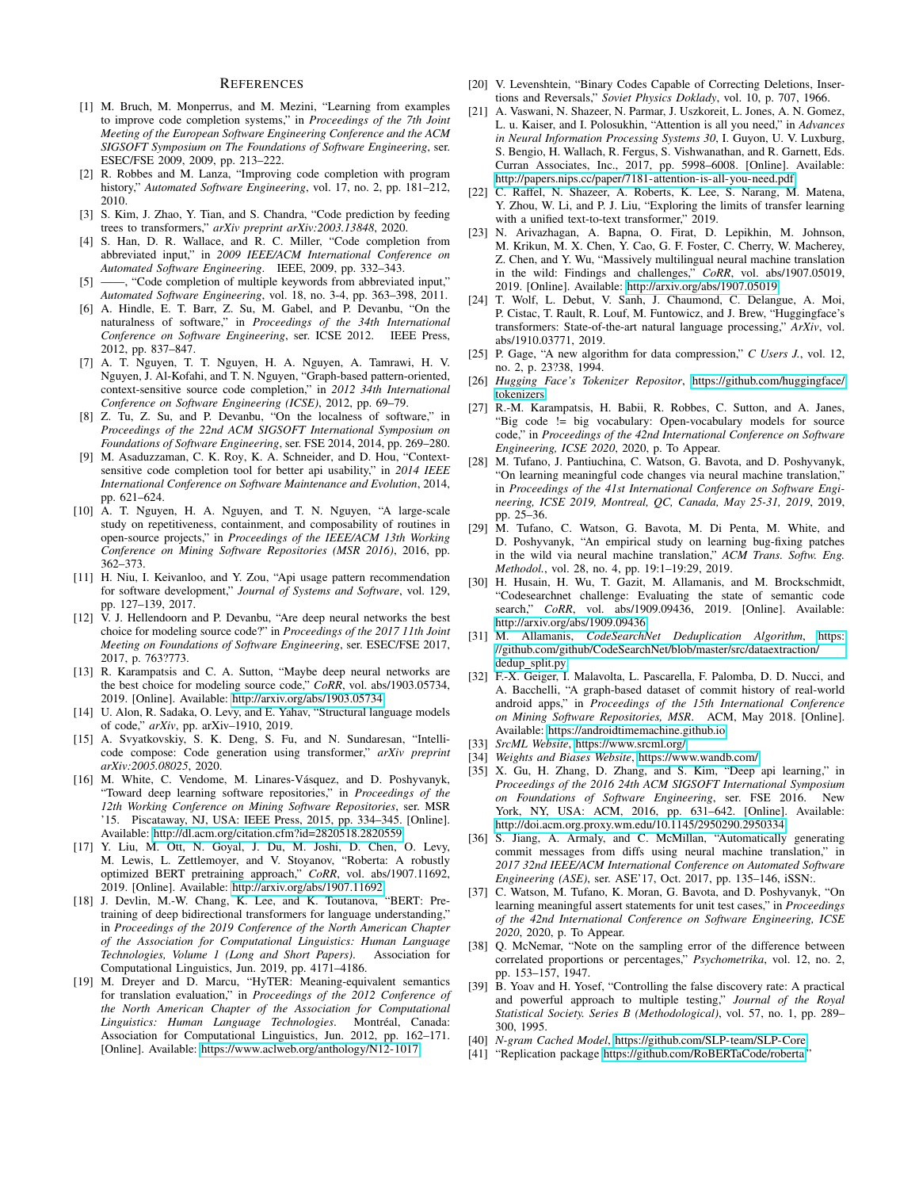# References

[1] M. Bruch, M. Monperrus, and M. Mezini, "Learning from examples to improve code completion systems," in *Proceedings of the 7th Joint Meeting of the European Software Engineering Conference and the ACM SIGSOFT Symposium on The Foundations of Software Engineering*, ser. ESEC/FSE 2009, 2009, pp. 213–222.

[2] R. Robbes and M. Lanza, "Improving code completion with program history," *Automated Software Engineering*, vol. 17, no. 2, pp. 181–212, 2010.

[3] S. Kim, J. Zhao, Y. Tian, and S. Chandra, "Code prediction by feeding trees to transformers," *arXiv preprint arXiv:2003.13848*, 2020.

[4] S. Han, D. R. Wallace, and R. C. Miller, "Code completion from abbreviated input," in *2009 IEEE/ACM International Conference on Automated Software Engineering*. IEEE, 2009, pp. 332–343.

[5] ——, "Code completion of multiple keywords from abbreviated input," *Automated Software Engineering*, vol. 18, no. 3-4, pp. 363–398, 2011.

[6] A. Hindle, E. T. Barr, Z. Su, M. Gabel, and P. Devanbu, "On the naturalness of software," in *Proceedings of the 34th International Conference on Software Engineering*, ser. ICSE 2012. IEEE Press, 2012, pp. 837–847.

[7] A. T. Nguyen, T. T. Nguyen, H. A. Nguyen, A. Tamrawi, H. V. Nguyen, J. Al-Kofahi, and T. N. Nguyen, "Graph-based pattern-oriented, context-sensitive source code completion," in *2012 34th International Conference on Software Engineering (ICSE)*, 2012, pp. 69–79.

[8] Z. Tu, Z. Su, and P. Devanbu, "On the localness of software," in *Proceedings of the 22nd ACM SIGSOFT International Symposium on Foundations of Software Engineering*, ser. FSE 2014, 2014, pp. 269–280.

[9] M. Asaduzzaman, C. K. Roy, K. A. Schneider, and D. Hou, "Context-sensitive code completion tool for better api usability," in *2014 IEEE International Conference on Software Maintenance and Evolution*, 2014, pp. 621–624.

[10] A. T. Nguyen, H. A. Nguyen, and T. N. Nguyen, "A large-scale study on repetitiveness, containment, and composability of routines in open-source projects," in *Proceedings of the IEEE/ACM 13th Working Conference on Mining Software Repositories (MSR 2016)*, 2016, pp. 362–373.

[11] H. Niu, I. Keivanloo, and Y. Zou, "Api usage pattern recommendation for software development," *Journal of Systems and Software*, vol. 129, pp. 127–139, 2017.

[12] V. J. Hellendoorn and P. Devanbu, "Are deep neural networks the best choice for modeling source code?" in *Proceedings of the 2017 11th Joint Meeting on Foundations of Software Engineering*, ser. ESEC/FSE 2017, 2017, p. 763?773.

[13] R. Karampatsis and C. A. Sutton, "Maybe deep neural networks are the best choice for modeling source code," *CoRR*, vol. abs/1903.05734, 2019. [Online]. Available: http://arxiv.org/abs/1903.05734

[14] U. Alon, R. Sadaka, O. Levy, and E. Yahav, "Structural language models of code," *arXiv*, pp. arXiv–1910, 2019.

[15] A. Svyatkovskiy, S. K. Deng, S. Fu, and N. Sundaresan, "Intellicode compose: Code generation using transformer," *arXiv preprint arXiv:2005.08025*, 2020.

[16] M. White, C. Vendome, M. Linares-Vásquez, and D. Poshyvanyk, "Toward deep learning software repositories," in *Proceedings of the 12th Working Conference on Mining Software Repositories*, ser. MSR '15. Piscataway, NJ, USA: IEEE Press, 2015, pp. 334–345. [Online]. Available: http://dl.acm.org/citation.cfm?id=2820518.2820559

[17] Y. Liu, M. Ott, N. Goyal, J. Du, M. Joshi, D. Chen, O. Levy, M. Lewis, L. Zettlemoyer, and V. Stoyanov, "Roberta: A robustly optimized BERT pretraining approach," *CoRR*, vol. abs/1907.11692, 2019. [Online]. Available: http://arxiv.org/abs/1907.11692

[18] J. Devlin, M.-W. Chang, K. Lee, and K. Toutanova, "BERT: Pre-training of deep bidirectional transformers for language understanding," in *Proceedings of the 2019 Conference of the North American Chapter of the Association for Computational Linguistics: Human Language Technologies, Volume 1 (Long and Short Papers)*. Association for Computational Linguistics, Jun. 2019, pp. 4171–4186.

[19] M. Dreyer and D. Marcu, "HyTER: Meaning-equivalent semantics for translation evaluation," in *Proceedings of the 2012 Conference of the North American Chapter of the Association for Computational Linguistics: Human Language Technologies*. Montréal, Canada: Association for Computational Linguistics, Jun. 2012, pp. 162–171. [Online]. Available: https://www.aclweb.org/anthology/N12-1017

[20] V. Levenshtein, "Binary Codes Capable of Correcting Deletions, Insertions and Reversals," *Soviet Physics Doklady*, vol. 10, p. 707, 1966.

[21] A. Vaswani, N. Shazeer, N. Parmar, J. Uszkoreit, L. Jones, A. N. Gomez, L. u. Kaiser, and I. Polosukhin, "Attention is all you need," in *Advances in Neural Information Processing Systems 30*, I. Guyon, U. V. Luxburg, S. Bengio, H. Wallach, R. Fergus, S. Vishwanathan, and R. Garnett, Eds. Curran Associates, Inc., 2017, pp. 5998–6008. [Online]. Available: http://papers.nips.cc/paper/7181-attention-is-all-you-need.pdf

[22] C. Raffel, N. Shazeer, A. Roberts, K. Lee, S. Narang, M. Matena, Y. Zhou, W. Li, and P. J. Liu, "Exploring the limits of transfer learning with a unified text-to-text transformer," 2019.

[23] N. Arivazhagan, A. Bapna, O. Firat, D. Lepikhin, M. Johnson, M. Krikun, M. X. Chen, Y. Cao, G. F. Foster, C. Cherry, W. Macherey, Z. Chen, and Y. Wu, "Massively multilingual neural machine translation in the wild: Findings and challenges," *CoRR*, vol. abs/1907.05019, 2019. [Online]. Available: http://arxiv.org/abs/1907.05019

[24] T. Wolf, L. Debut, V. Sanh, J. Chaumond, C. Delangue, A. Moi, P. Cistac, T. Rault, R. Louf, M. Funtowicz, and J. Brew, "Huggingface's transformers: State-of-the-art natural language processing," *ArXiv*, vol. abs/1910.03771, 2019.

[25] P. Gage, "A new algorithm for data compression," *C Users J.*, vol. 12, no. 2, p. 23?38, 1994.

[26] *Hugging Face's Tokenizer Repositor*, https://github.com/huggingface/tokenizers.

[27] R.-M. Karampatsis, H. Babii, R. Robbes, C. Sutton, and A. Janes, "Big code != big vocabulary: Open-vocabulary models for source code," in *Proceedings of the 42nd International Conference on Software Engineering, ICSE 2020*, 2020, p. To Appear.

[28] M. Tufano, J. Pantiuchina, C. Watson, G. Bavota, and D. Poshyvanyk, "On learning meaningful code changes via neural machine translation," in *Proceedings of the 41st International Conference on Software Engineering, ICSE 2019, Montreal, QC, Canada, May 25-31, 2019*, 2019, pp. 25–36.

[29] M. Tufano, C. Watson, G. Bavota, M. Di Penta, M. White, and D. Poshyvanyk, "An empirical study on learning bug-fixing patches in the wild via neural machine translation," *ACM Trans. Softw. Eng. Methodol.*, vol. 28, no. 4, pp. 19:1–19:29, 2019.

[30] H. Husain, H. Wu, T. Gazit, M. Allamanis, and M. Brockschmidt, "Codesearchnet challenge: Evaluating the state of semantic code search," *CoRR*, vol. abs/1909.09436, 2019. [Online]. Available: http://arxiv.org/abs/1909.09436

[31] M. Allamanis, *CodeSearchNet Deduplication Algorithm*, https://github.com/github/CodeSearchNet/blob/master/src/dataextraction/dedup_split.py.

[32] F.-X. Geiger, I. Malavolta, L. Pascarella, F. Palomba, D. D. Nucci, and A. Bacchelli, "A graph-based dataset of commit history of real-world android apps," in *Proceedings of the 15th International Conference on Mining Software Repositories, MSR*. ACM, May 2018. [Online]. Available: https://androidtimemachine.github.io

[33] *SrcML Website*, https://www.srcml.org/.

[34] *Weights and Biases Website*, https://www.wandb.com/.

[35] X. Gu, H. Zhang, D. Zhang, and S. Kim, "Deep api learning," in *Proceedings of the 2016 24th ACM SIGSOFT International Symposium on Foundations of Software Engineering*, ser. FSE 2016. New York, NY, USA: ACM, 2016, pp. 631–642. [Online]. Available: http://doi.acm.org.proxy.wm.edu/10.1145/2950290.2950334

[36] S. Jiang, A. Armaly, and C. McMillan, "Automatically generating commit messages from diffs using neural machine translation," in *2017 32nd IEEE/ACM International Conference on Automated Software Engineering (ASE)*, ser. ASE'17, Oct. 2017, pp. 135–146, iSSN:.

[37] C. Watson, M. Tufano, K. Moran, G. Bavota, and D. Poshyvanyk, "On learning meaningful assert statements for unit test cases," in *Proceedings of the 42nd International Conference on Software Engineering, ICSE 2020*, 2020, p. To Appear.

[38] Q. McNemar, "Note on the sampling error of the difference between correlated proportions or percentages," *Psychometrika*, vol. 12, no. 2, pp. 153–157, 1947.

[39] B. Yoav and H. Yosef, "Controlling the false discovery rate: A practical and powerful approach to multiple testing," *Journal of the Royal Statistical Society. Series B (Methodological)*, vol. 57, no. 1, pp. 289–300, 1995.

[40] *N-gram Cached Model*, https://github.com/SLP-team/SLP-Core.

[41] "Replication package https://github.com/RoBERTaCode/roberta"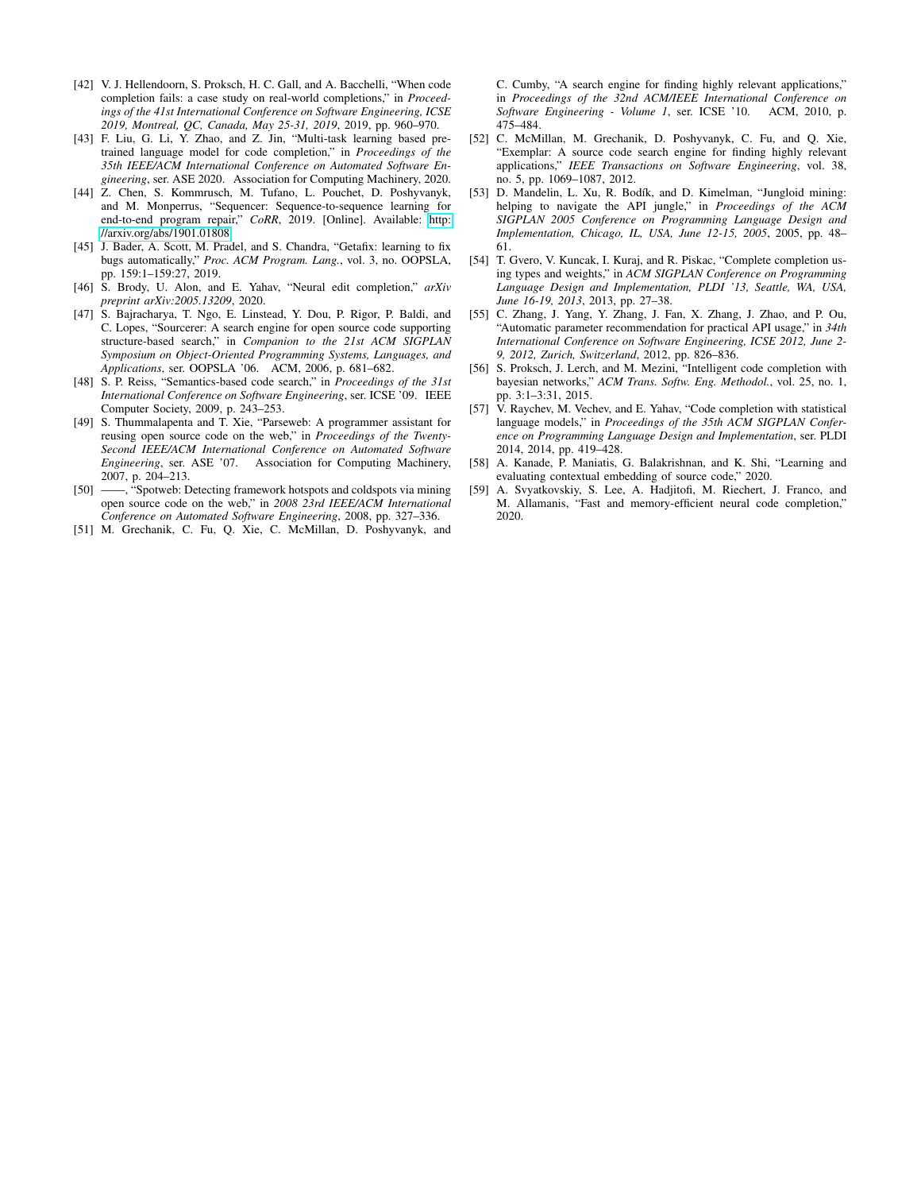[42] V. J. Hellendoorn, S. Proksch, H. C. Gall, and A. Bacchelli, "When code completion fails: a case study on real-world completions," in *Proceedings of the 41st International Conference on Software Engineering, ICSE 2019, Montreal, QC, Canada, May 25-31, 2019*, 2019, pp. 960–970.

[43] F. Liu, G. Li, Y. Zhao, and Z. Jin, "Multi-task learning based pre-trained language model for code completion," in *Proceedings of the 35th IEEE/ACM International Conference on Automated Software Engineering*, ser. ASE 2020. Association for Computing Machinery, 2020.

[44] Z. Chen, S. Kommrusch, M. Tufano, L. Pouchet, D. Poshyvanyk, and M. Monperrus, "Sequencer: Sequence-to-sequence learning for end-to-end program repair," *CoRR*, 2019. [Online]. Available: http://arxiv.org/abs/1901.01808

[45] J. Bader, A. Scott, M. Pradel, and S. Chandra, "Getafix: learning to fix bugs automatically," *Proc. ACM Program. Lang.*, vol. 3, no. OOPSLA, pp. 159:1–159:27, 2019.

[46] S. Brody, U. Alon, and E. Yahav, "Neural edit completion," *arXiv preprint arXiv:2005.13209*, 2020.

[47] S. Bajracharya, T. Ngo, E. Linstead, Y. Dou, P. Rigor, P. Baldi, and C. Lopes, "Sourcerer: A search engine for open source code supporting structure-based search," in *Companion to the 21st ACM SIGPLAN Symposium on Object-Oriented Programming Systems, Languages, and Applications*, ser. OOPSLA '06. ACM, 2006, p. 681–682.

[48] S. P. Reiss, "Semantics-based code search," in *Proceedings of the 31st International Conference on Software Engineering*, ser. ICSE '09. IEEE Computer Society, 2009, p. 243–253.

[49] S. Thummalapenta and T. Xie, "Parseweb: A programmer assistant for reusing open source code on the web," in *Proceedings of the Twenty-Second IEEE/ACM International Conference on Automated Software Engineering*, ser. ASE '07. Association for Computing Machinery, 2007, p. 204–213.

[50] ——, "Spotweb: Detecting framework hotspots and coldspots via mining open source code on the web," in *2008 23rd IEEE/ACM International Conference on Automated Software Engineering*, 2008, pp. 327–336.

[51] M. Grechanik, C. Fu, Q. Xie, C. McMillan, D. Poshyvanyk, and C. Cumby, "A search engine for finding highly relevant applications," in *Proceedings of the 32nd ACM/IEEE International Conference on Software Engineering - Volume 1*, ser. ICSE '10. ACM, 2010, p. 475–484.

[52] C. McMillan, M. Grechanik, D. Poshyvanyk, C. Fu, and Q. Xie, "Exemplar: A source code search engine for finding highly relevant applications," *IEEE Transactions on Software Engineering*, vol. 38, no. 5, pp. 1069–1087, 2012.

[53] D. Mandelin, L. Xu, R. Bodík, and D. Kimelman, "Jungloid mining: helping to navigate the API jungle," in *Proceedings of the ACM SIGPLAN 2005 Conference on Programming Language Design and Implementation, Chicago, IL, USA, June 12-15, 2005*, 2005, pp. 48–61.

[54] T. Gvero, V. Kuncak, I. Kuraj, and R. Piskac, "Complete completion using types and weights," in *ACM SIGPLAN Conference on Programming Language Design and Implementation, PLDI '13, Seattle, WA, USA, June 16-19, 2013*, 2013, pp. 27–38.

[55] C. Zhang, J. Yang, Y. Zhang, J. Fan, X. Zhang, J. Zhao, and P. Ou, "Automatic parameter recommendation for practical API usage," in *34th International Conference on Software Engineering, ICSE 2012, June 2-9, 2012, Zurich, Switzerland*, 2012, pp. 826–836.

[56] S. Proksch, J. Lerch, and M. Mezini, "Intelligent code completion with bayesian networks," *ACM Trans. Softw. Eng. Methodol.*, vol. 25, no. 1, pp. 3:1–3:31, 2015.

[57] V. Raychev, M. Vechev, and E. Yahav, "Code completion with statistical language models," in *Proceedings of the 35th ACM SIGPLAN Conference on Programming Language Design and Implementation*, ser. PLDI 2014, 2014, pp. 419–428.

[58] A. Kanade, P. Maniatis, G. Balakrishnan, and K. Shi, "Learning and evaluating contextual embedding of source code," 2020.

[59] A. Svyatkovskiy, S. Lee, A. Hadjitofi, M. Riechert, J. Franco, and M. Allamanis, "Fast and memory-efficient neural code completion," 2020.